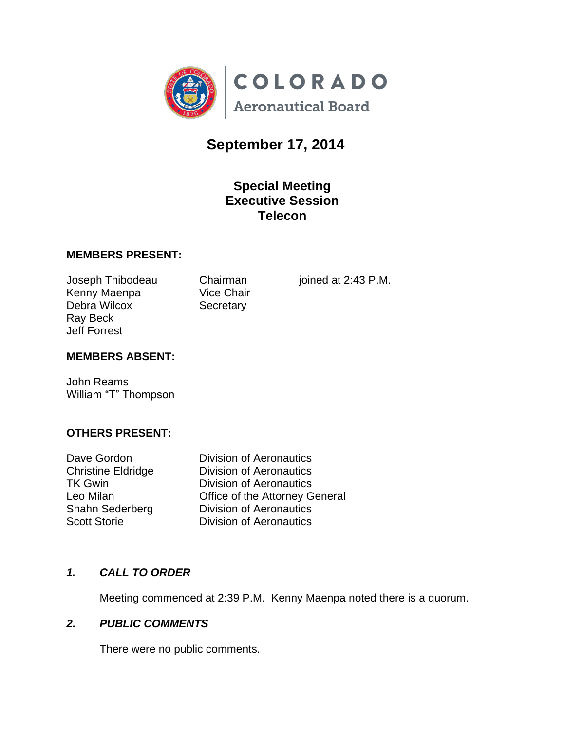COLORADO

Aeronautical Board

# September 17, 2014

## Special Meeting
## Executive Session
## Telecon

**MEMBERS PRESENT:**

| | | |
|---|---|---|
| Joseph Thibodeau | Chairman | joined at 2:43 P.M. |
| Kenny Maenpa | Vice Chair | |
| Debra Wilcox | Secretary | |
| Ray Beck | | |
| Jeff Forrest | | |

**MEMBERS ABSENT:**

John Reams
William "T" Thompson

**OTHERS PRESENT:**

| | |
|---|---|
| Dave Gordon | Division of Aeronautics |
| Christine Eldridge | Division of Aeronautics |
| TK Gwin | Division of Aeronautics |
| Leo Milan | Office of the Attorney General |
| Shahn Sederberg | Division of Aeronautics |
| Scott Storie | Division of Aeronautics |

***1. CALL TO ORDER***

Meeting commenced at 2:39 P.M. Kenny Maenpa noted there is a quorum.

***2. PUBLIC COMMENTS***

There were no public comments.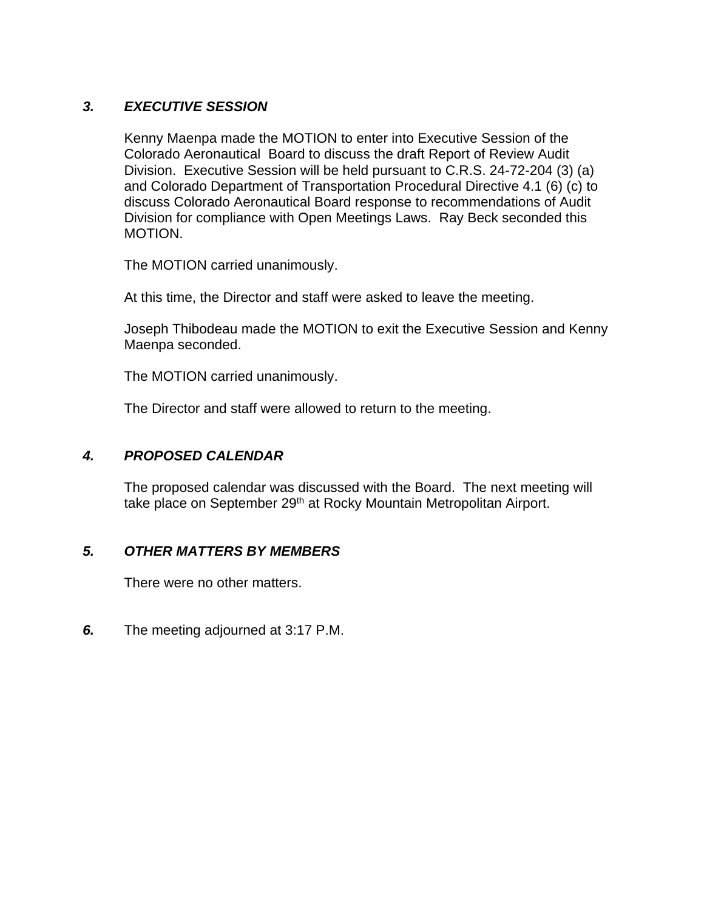### *3. EXECUTIVE SESSION*

Kenny Maenpa made the MOTION to enter into Executive Session of the Colorado Aeronautical Board to discuss the draft Report of Review Audit Division. Executive Session will be held pursuant to C.R.S. 24-72-204 (3) (a) and Colorado Department of Transportation Procedural Directive 4.1 (6) (c) to discuss Colorado Aeronautical Board response to recommendations of Audit Division for compliance with Open Meetings Laws. Ray Beck seconded this MOTION.

The MOTION carried unanimously.

At this time, the Director and staff were asked to leave the meeting.

Joseph Thibodeau made the MOTION to exit the Executive Session and Kenny Maenpa seconded.

The MOTION carried unanimously.

The Director and staff were allowed to return to the meeting.

### *4. PROPOSED CALENDAR*

The proposed calendar was discussed with the Board. The next meeting will take place on September 29th at Rocky Mountain Metropolitan Airport.

### *5. OTHER MATTERS BY MEMBERS*

There were no other matters.

***6.*** The meeting adjourned at 3:17 P.M.